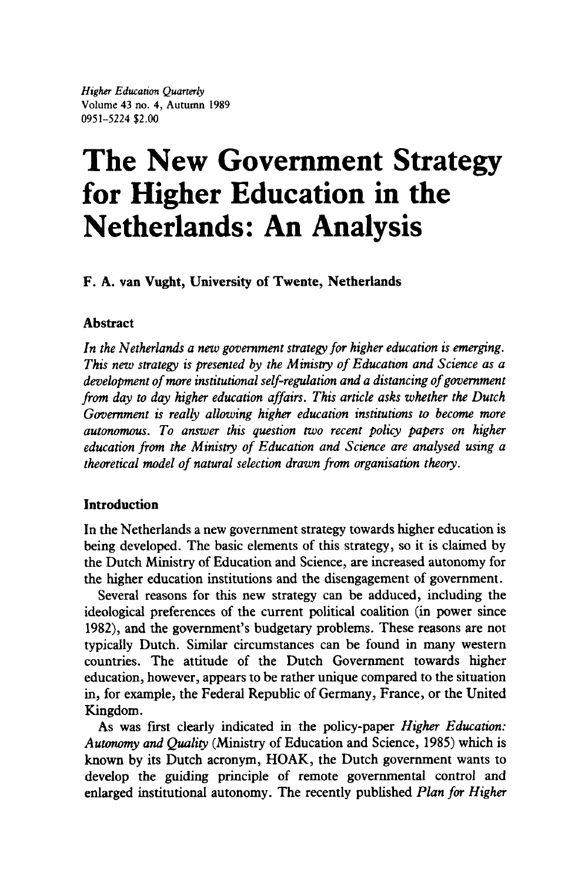# The New Government Strategy for Higher Education in the Netherlands: An Analysis

**F. A. van Vught, University of Twente, Netherlands**

## Abstract

*In the Netherlands a new government strategy for higher education is emerging. This new strategy is presented by the Ministry of Education and Science as a development of more institutional self-regulation and a distancing of government from day to day higher education affairs. This article asks whether the Dutch Government is really allowing higher education institutions to become more autonomous. To answer this question two recent policy papers on higher education from the Ministry of Education and Science are analysed using a theoretical model of natural selection drawn from organisation theory.*

## Introduction

In the Netherlands a new government strategy towards higher education is being developed. The basic elements of this strategy, so it is claimed by the Dutch Ministry of Education and Science, are increased autonomy for the higher education institutions and the disengagement of government.

Several reasons for this new strategy can be adduced, including the ideological preferences of the current political coalition (in power since 1982), and the government's budgetary problems. These reasons are not typically Dutch. Similar circumstances can be found in many western countries. The attitude of the Dutch Government towards higher education, however, appears to be rather unique compared to the situation in, for example, the Federal Republic of Germany, France, or the United Kingdom.

As was first clearly indicated in the policy-paper *Higher Education: Autonomy and Quality* (Ministry of Education and Science, 1985) which is known by its Dutch acronym, HOAK, the Dutch government wants to develop the guiding principle of remote governmental control and enlarged institutional autonomy. The recently published *Plan for Higher*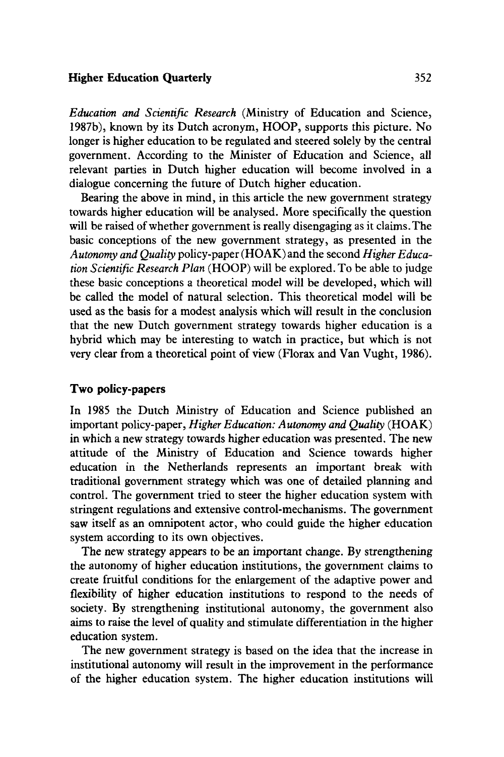*Education and Scientific Research* (Ministry of Education and Science, 1987b), known by its Dutch acronym, HOOP, supports this picture. No longer is higher education to be regulated and steered solely by the central government. According to the Minister of Education and Science, all relevant parties in Dutch higher education will become involved in a dialogue concerning the future of Dutch higher education.

Bearing the above in mind, in this article the new government strategy towards higher education will be analysed. More specifically the question will be raised of whether government is really disengaging as it claims. The basic conceptions of the new government strategy, as presented in the *Autonomy and Quality* policy-paper (HOAK) and the second *Higher Education Scientific Research Plan* (HOOP) will be explored. To be able to judge these basic conceptions a theoretical model will be developed, which will be called the model of natural selection. This theoretical model will be used as the basis for a modest analysis which will result in the conclusion that the new Dutch government strategy towards higher education is a hybrid which may be interesting to watch in practice, but which is not very clear from a theoretical point of view (Florax and Van Vught, 1986).

## Two policy-papers

In 1985 the Dutch Ministry of Education and Science published an important policy-paper, *Higher Education: Autonomy and Quality* (HOAK) in which a new strategy towards higher education was presented. The new attitude of the Ministry of Education and Science towards higher education in the Netherlands represents an important break with traditional government strategy which was one of detailed planning and control. The government tried to steer the higher education system with stringent regulations and extensive control-mechanisms. The government saw itself as an omnipotent actor, who could guide the higher education system according to its own objectives.

The new strategy appears to be an important change. By strengthening the autonomy of higher education institutions, the government claims to create fruitful conditions for the enlargement of the adaptive power and flexibility of higher education institutions to respond to the needs of society. By strengthening institutional autonomy, the government also aims to raise the level of quality and stimulate differentiation in the higher education system.

The new government strategy is based on the idea that the increase in institutional autonomy will result in the improvement in the performance of the higher education system. The higher education institutions will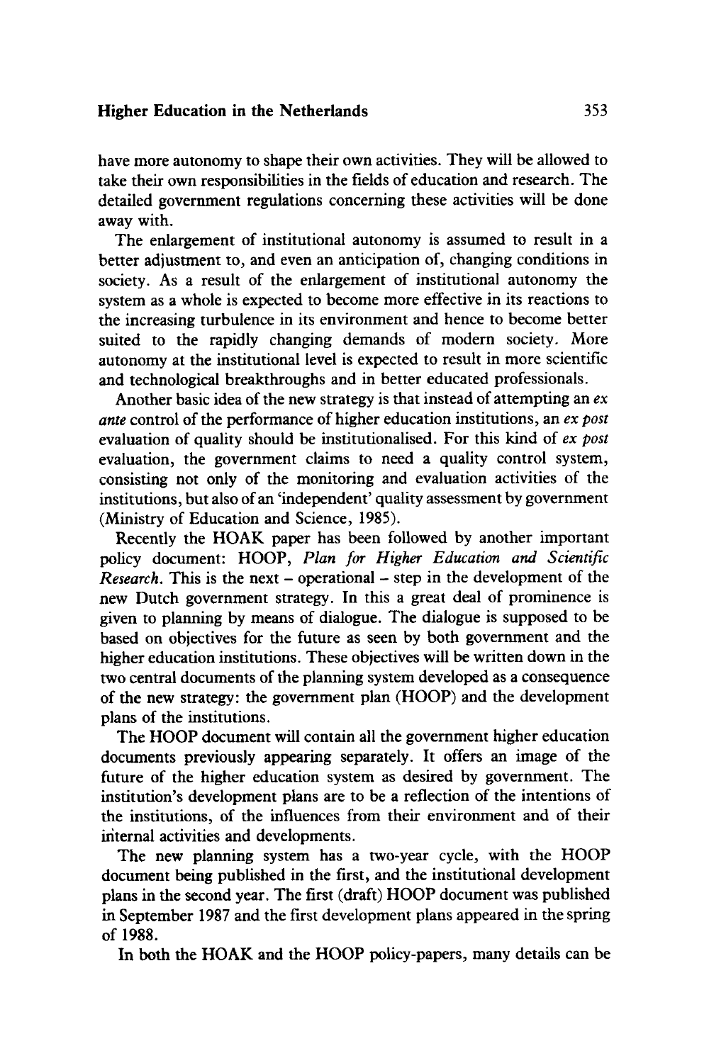have more autonomy to shape their own activities. They will be allowed to take their own responsibilities in the fields of education and research. The detailed government regulations concerning these activities will be done away with.

The enlargement of institutional autonomy is assumed to result in a better adjustment to, and even an anticipation of, changing conditions in society. As a result of the enlargement of institutional autonomy the system as a whole is expected to become more effective in its reactions to the increasing turbulence in its environment and hence to become better suited to the rapidly changing demands of modern society. More autonomy at the institutional level is expected to result in more scientific and technological breakthroughs and in better educated professionals.

Another basic idea of the new strategy is that instead of attempting an *ex ante* control of the performance of higher education institutions, an *ex post* evaluation of quality should be institutionalised. For this kind of *ex post* evaluation, the government claims to need a quality control system, consisting not only of the monitoring and evaluation activities of the institutions, but also of an 'independent' quality assessment by government (Ministry of Education and Science, 1985).

Recently the HOAK paper has been followed by another important policy document: HOOP, *Plan for Higher Education and Scientific Research*. This is the next – operational – step in the development of the new Dutch government strategy. In this a great deal of prominence is given to planning by means of dialogue. The dialogue is supposed to be based on objectives for the future as seen by both government and the higher education institutions. These objectives will be written down in the two central documents of the planning system developed as a consequence of the new strategy: the government plan (HOOP) and the development plans of the institutions.

The HOOP document will contain all the government higher education documents previously appearing separately. It offers an image of the future of the higher education system as desired by government. The institution's development plans are to be a reflection of the intentions of the institutions, of the influences from their environment and of their internal activities and developments.

The new planning system has a two-year cycle, with the HOOP document being published in the first, and the institutional development plans in the second year. The first (draft) HOOP document was published in September 1987 and the first development plans appeared in the spring of 1988.

In both the HOAK and the HOOP policy-papers, many details can be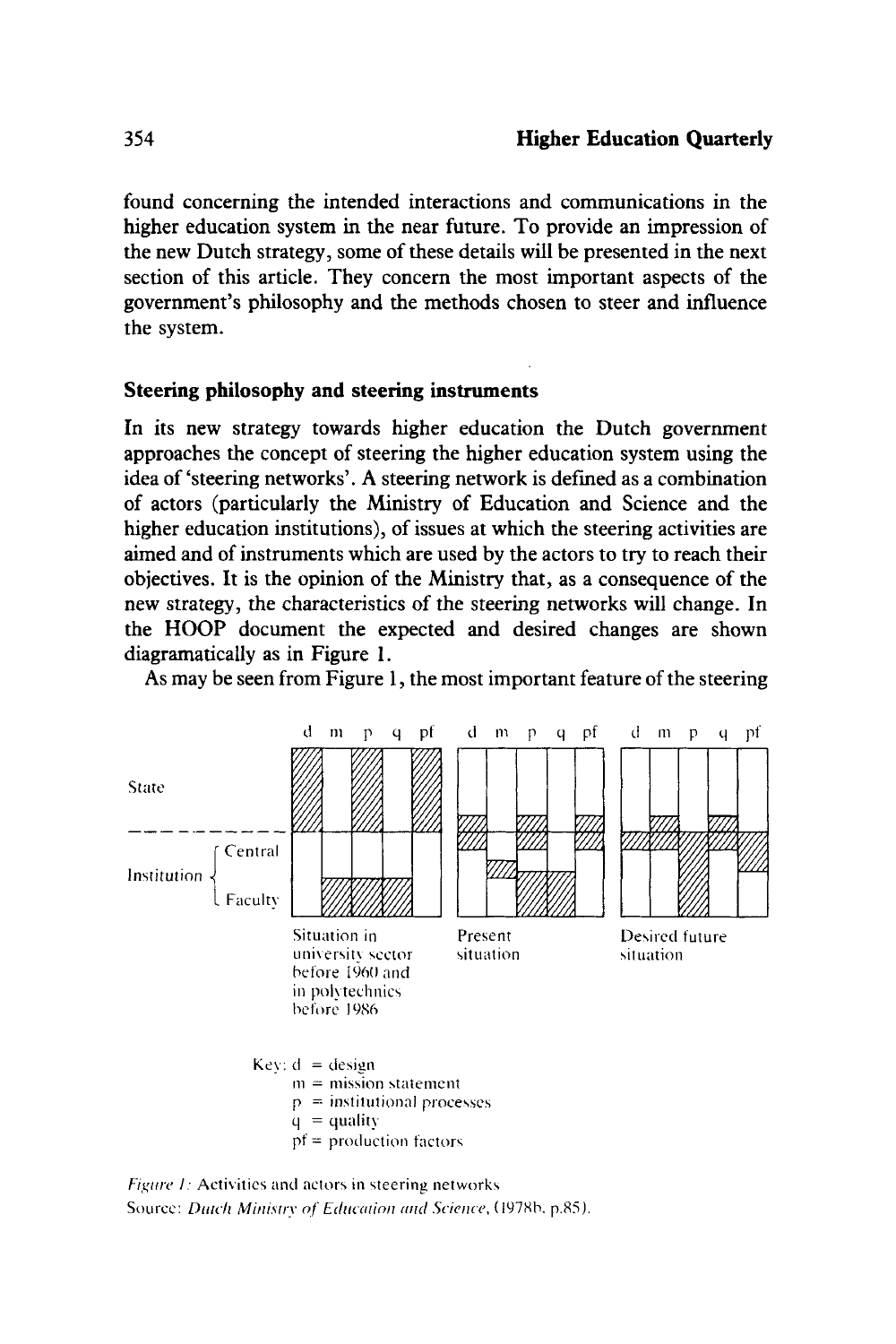found concerning the intended interactions and communications in the higher education system in the near future. To provide an impression of the new Dutch strategy, some of these details will be presented in the next section of this article. They concern the most important aspects of the government's philosophy and the methods chosen to steer and influence the system.

## Steering philosophy and steering instruments

In its new strategy towards higher education the Dutch government approaches the concept of steering the higher education system using the idea of 'steering networks'. A steering network is defined as a combination of actors (particularly the Ministry of Education and Science and the higher education institutions), of issues at which the steering activities are aimed and of instruments which are used by the actors to try to reach their objectives. It is the opinion of the Ministry that, as a consequence of the new strategy, the characteristics of the steering networks will change. In the HOOP document the expected and desired changes are shown diagramatically as in Figure 1.

As may be seen from Figure 1, the most important feature of the steering

d m p q pf d m p q pf d m p q pf

State

Institution { Central / Faculty

Situation in university sector before 1960 and in polytechnics before 1986

Present situation

Desired future situation

Key: d = design
m = mission statement
p = institutional processes
q = quality
pf = production factors

*Figure 1:* Activities and actors in steering networks
Source: *Dutch Ministry of Education and Science*, (1978b, p.85).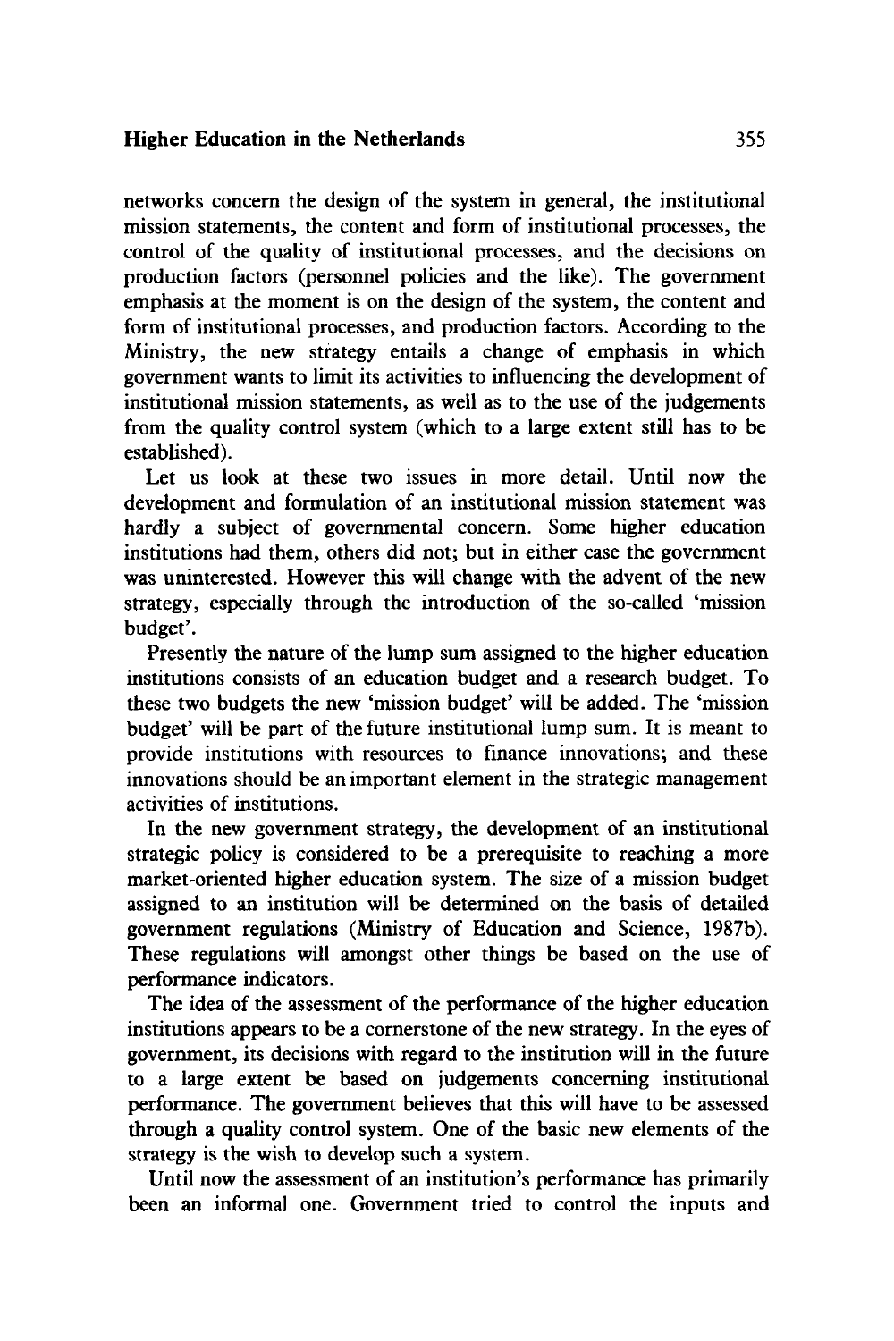networks concern the design of the system in general, the institutional mission statements, the content and form of institutional processes, the control of the quality of institutional processes, and the decisions on production factors (personnel policies and the like). The government emphasis at the moment is on the design of the system, the content and form of institutional processes, and production factors. According to the Ministry, the new strategy entails a change of emphasis in which government wants to limit its activities to influencing the development of institutional mission statements, as well as to the use of the judgements from the quality control system (which to a large extent still has to be established).

Let us look at these two issues in more detail. Until now the development and formulation of an institutional mission statement was hardly a subject of governmental concern. Some higher education institutions had them, others did not; but in either case the government was uninterested. However this will change with the advent of the new strategy, especially through the introduction of the so-called 'mission budget'.

Presently the nature of the lump sum assigned to the higher education institutions consists of an education budget and a research budget. To these two budgets the new 'mission budget' will be added. The 'mission budget' will be part of the future institutional lump sum. It is meant to provide institutions with resources to finance innovations; and these innovations should be an important element in the strategic management activities of institutions.

In the new government strategy, the development of an institutional strategic policy is considered to be a prerequisite to reaching a more market-oriented higher education system. The size of a mission budget assigned to an institution will be determined on the basis of detailed government regulations (Ministry of Education and Science, 1987b). These regulations will amongst other things be based on the use of performance indicators.

The idea of the assessment of the performance of the higher education institutions appears to be a cornerstone of the new strategy. In the eyes of government, its decisions with regard to the institution will in the future to a large extent be based on judgements concerning institutional performance. The government believes that this will have to be assessed through a quality control system. One of the basic new elements of the strategy is the wish to develop such a system.

Until now the assessment of an institution's performance has primarily been an informal one. Government tried to control the inputs and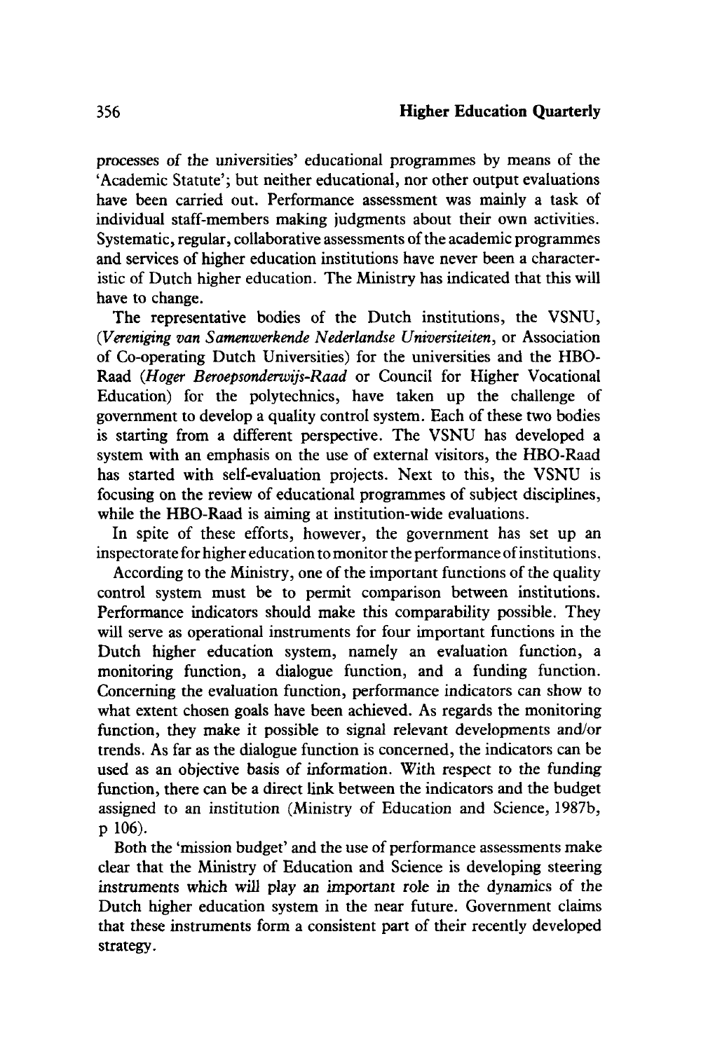processes of the universities' educational programmes by means of the 'Academic Statute'; but neither educational, nor other output evaluations have been carried out. Performance assessment was mainly a task of individual staff-members making judgments about their own activities. Systematic, regular, collaborative assessments of the academic programmes and services of higher education institutions have never been a characteristic of Dutch higher education. The Ministry has indicated that this will have to change.

The representative bodies of the Dutch institutions, the VSNU, (*Vereniging van Samenwerkende Nederlandse Universiteiten*, or Association of Co-operating Dutch Universities) for the universities and the HBO-Raad (*Hoger Beroepsonderwijs-Raad* or Council for Higher Vocational Education) for the polytechnics, have taken up the challenge of government to develop a quality control system. Each of these two bodies is starting from a different perspective. The VSNU has developed a system with an emphasis on the use of external visitors, the HBO-Raad has started with self-evaluation projects. Next to this, the VSNU is focusing on the review of educational programmes of subject disciplines, while the HBO-Raad is aiming at institution-wide evaluations.

In spite of these efforts, however, the government has set up an inspectorate for higher education to monitor the performance of institutions.

According to the Ministry, one of the important functions of the quality control system must be to permit comparison between institutions. Performance indicators should make this comparability possible. They will serve as operational instruments for four important functions in the Dutch higher education system, namely an evaluation function, a monitoring function, a dialogue function, and a funding function. Concerning the evaluation function, performance indicators can show to what extent chosen goals have been achieved. As regards the monitoring function, they make it possible to signal relevant developments and/or trends. As far as the dialogue function is concerned, the indicators can be used as an objective basis of information. With respect to the funding function, there can be a direct link between the indicators and the budget assigned to an institution (Ministry of Education and Science, 1987b, p 106).

Both the 'mission budget' and the use of performance assessments make clear that the Ministry of Education and Science is developing steering instruments which will play an important role in the dynamics of the Dutch higher education system in the near future. Government claims that these instruments form a consistent part of their recently developed strategy.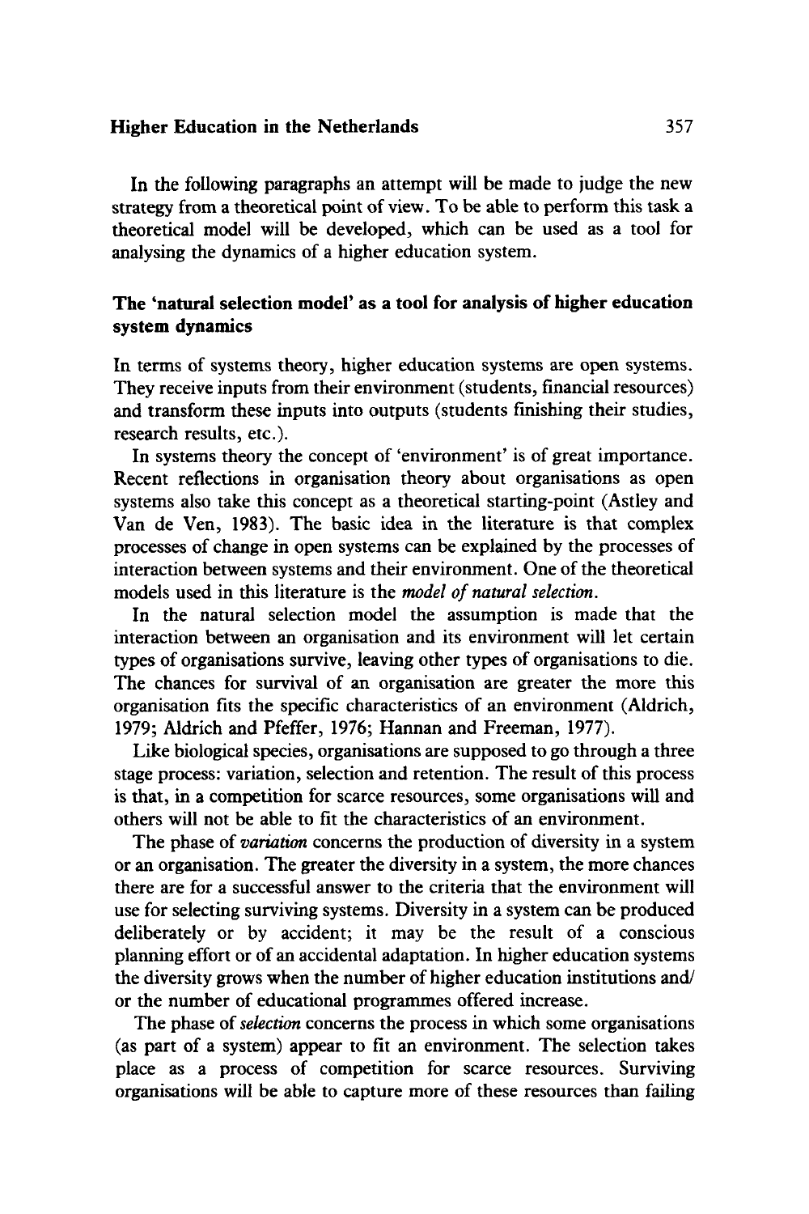In the following paragraphs an attempt will be made to judge the new strategy from a theoretical point of view. To be able to perform this task a theoretical model will be developed, which can be used as a tool for analysing the dynamics of a higher education system.

## The 'natural selection model' as a tool for analysis of higher education system dynamics

In terms of systems theory, higher education systems are open systems. They receive inputs from their environment (students, financial resources) and transform these inputs into outputs (students finishing their studies, research results, etc.).

In systems theory the concept of 'environment' is of great importance. Recent reflections in organisation theory about organisations as open systems also take this concept as a theoretical starting-point (Astley and Van de Ven, 1983). The basic idea in the literature is that complex processes of change in open systems can be explained by the processes of interaction between systems and their environment. One of the theoretical models used in this literature is the *model of natural selection*.

In the natural selection model the assumption is made that the interaction between an organisation and its environment will let certain types of organisations survive, leaving other types of organisations to die. The chances for survival of an organisation are greater the more this organisation fits the specific characteristics of an environment (Aldrich, 1979; Aldrich and Pfeffer, 1976; Hannan and Freeman, 1977).

Like biological species, organisations are supposed to go through a three stage process: variation, selection and retention. The result of this process is that, in a competition for scarce resources, some organisations will and others will not be able to fit the characteristics of an environment.

The phase of *variation* concerns the production of diversity in a system or an organisation. The greater the diversity in a system, the more chances there are for a successful answer to the criteria that the environment will use for selecting surviving systems. Diversity in a system can be produced deliberately or by accident; it may be the result of a conscious planning effort or of an accidental adaptation. In higher education systems the diversity grows when the number of higher education institutions and/or the number of educational programmes offered increase.

The phase of *selection* concerns the process in which some organisations (as part of a system) appear to fit an environment. The selection takes place as a process of competition for scarce resources. Surviving organisations will be able to capture more of these resources than failing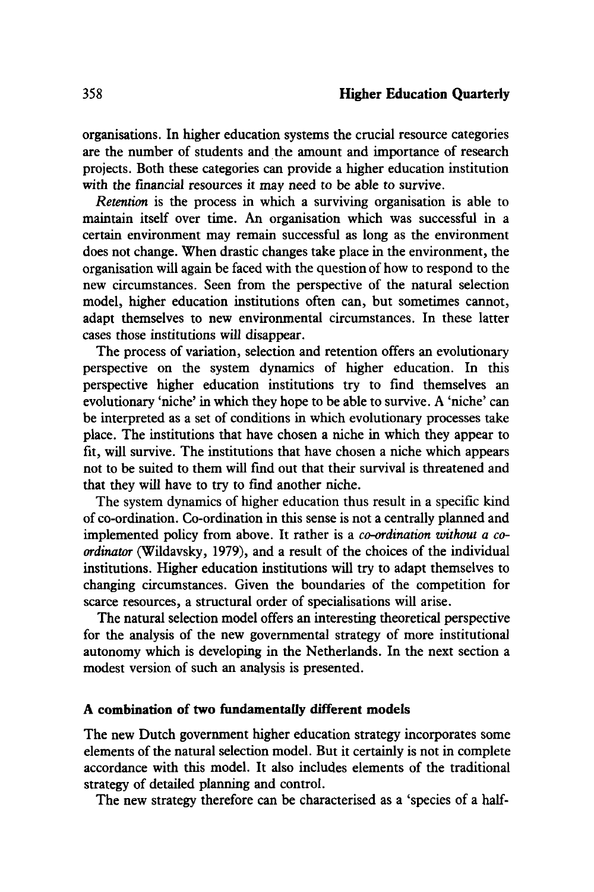organisations. In higher education systems the crucial resource categories are the number of students and the amount and importance of research projects. Both these categories can provide a higher education institution with the financial resources it may need to be able to survive.

*Retention* is the process in which a surviving organisation is able to maintain itself over time. An organisation which was successful in a certain environment may remain successful as long as the environment does not change. When drastic changes take place in the environment, the organisation will again be faced with the question of how to respond to the new circumstances. Seen from the perspective of the natural selection model, higher education institutions often can, but sometimes cannot, adapt themselves to new environmental circumstances. In these latter cases those institutions will disappear.

The process of variation, selection and retention offers an evolutionary perspective on the system dynamics of higher education. In this perspective higher education institutions try to find themselves an evolutionary 'niche' in which they hope to be able to survive. A 'niche' can be interpreted as a set of conditions in which evolutionary processes take place. The institutions that have chosen a niche in which they appear to fit, will survive. The institutions that have chosen a niche which appears not to be suited to them will find out that their survival is threatened and that they will have to try to find another niche.

The system dynamics of higher education thus result in a specific kind of co-ordination. Co-ordination in this sense is not a centrally planned and implemented policy from above. It rather is a *co-ordination without a co-ordinator* (Wildavsky, 1979), and a result of the choices of the individual institutions. Higher education institutions will try to adapt themselves to changing circumstances. Given the boundaries of the competition for scarce resources, a structural order of specialisations will arise.

The natural selection model offers an interesting theoretical perspective for the analysis of the new governmental strategy of more institutional autonomy which is developing in the Netherlands. In the next section a modest version of such an analysis is presented.

## A combination of two fundamentally different models

The new Dutch government higher education strategy incorporates some elements of the natural selection model. But it certainly is not in complete accordance with this model. It also includes elements of the traditional strategy of detailed planning and control.

The new strategy therefore can be characterised as a 'species of a half-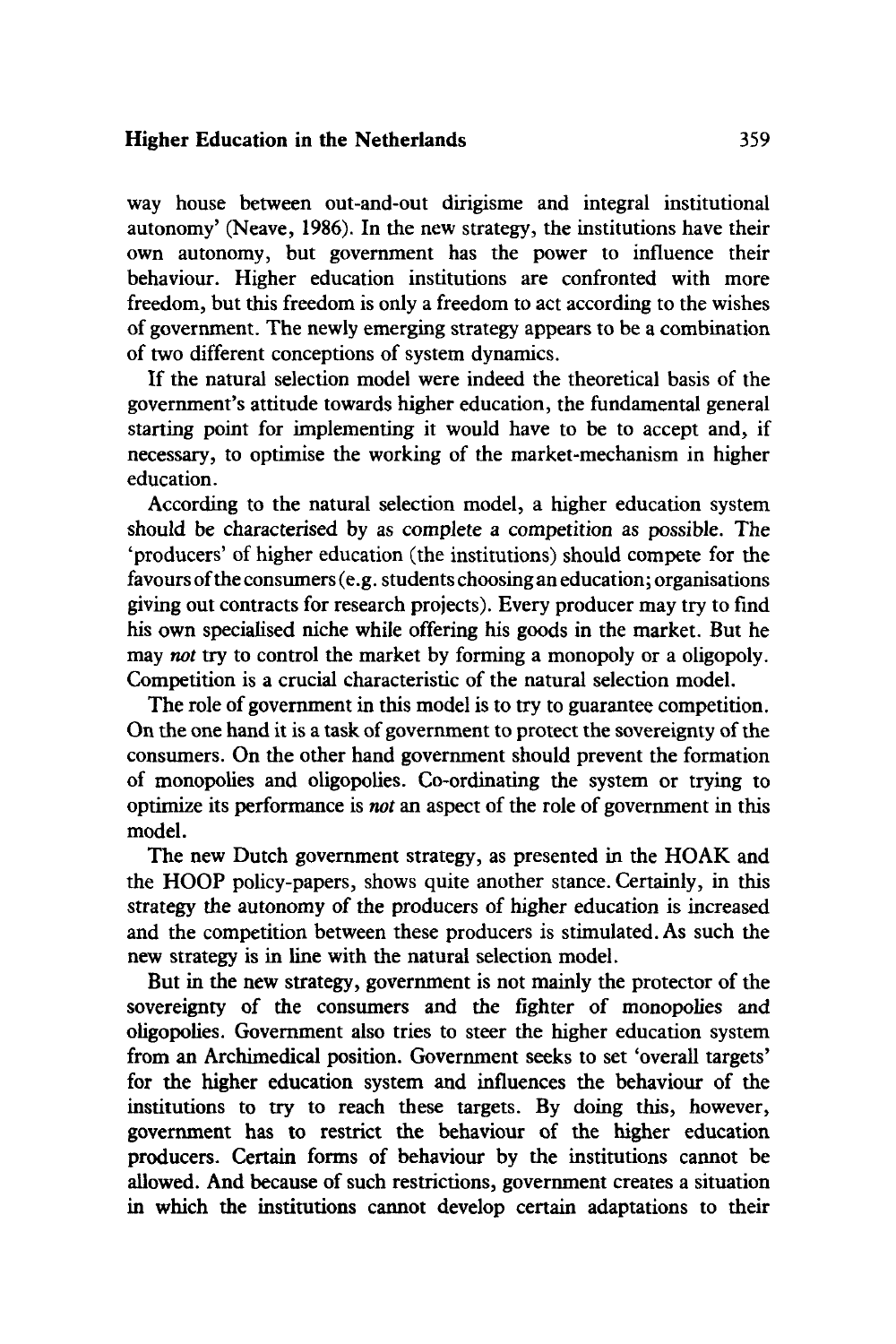way house between out-and-out dirigisme and integral institutional autonomy' (Neave, 1986). In the new strategy, the institutions have their own autonomy, but government has the power to influence their behaviour. Higher education institutions are confronted with more freedom, but this freedom is only a freedom to act according to the wishes of government. The newly emerging strategy appears to be a combination of two different conceptions of system dynamics.

If the natural selection model were indeed the theoretical basis of the government's attitude towards higher education, the fundamental general starting point for implementing it would have to be to accept and, if necessary, to optimise the working of the market-mechanism in higher education.

According to the natural selection model, a higher education system should be characterised by as complete a competition as possible. The 'producers' of higher education (the institutions) should compete for the favours of the consumers (e.g. students choosing an education; organisations giving out contracts for research projects). Every producer may try to find his own specialised niche while offering his goods in the market. But he may *not* try to control the market by forming a monopoly or a oligopoly. Competition is a crucial characteristic of the natural selection model.

The role of government in this model is to try to guarantee competition. On the one hand it is a task of government to protect the sovereignty of the consumers. On the other hand government should prevent the formation of monopolies and oligopolies. Co-ordinating the system or trying to optimize its performance is *not* an aspect of the role of government in this model.

The new Dutch government strategy, as presented in the HOAK and the HOOP policy-papers, shows quite another stance. Certainly, in this strategy the autonomy of the producers of higher education is increased and the competition between these producers is stimulated. As such the new strategy is in line with the natural selection model.

But in the new strategy, government is not mainly the protector of the sovereignty of the consumers and the fighter of monopolies and oligopolies. Government also tries to steer the higher education system from an Archimedical position. Government seeks to set 'overall targets' for the higher education system and influences the behaviour of the institutions to try to reach these targets. By doing this, however, government has to restrict the behaviour of the higher education producers. Certain forms of behaviour by the institutions cannot be allowed. And because of such restrictions, government creates a situation in which the institutions cannot develop certain adaptations to their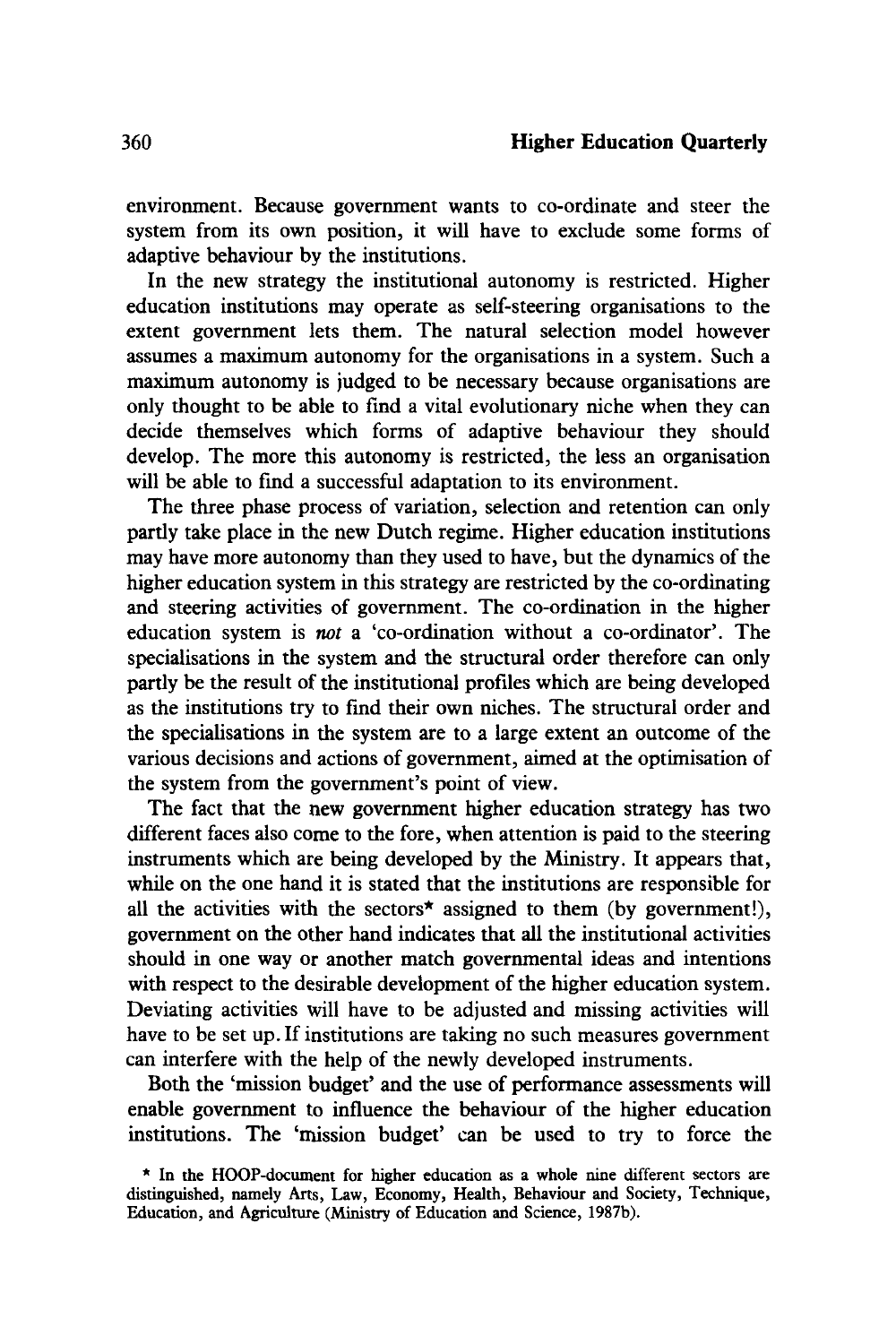environment. Because government wants to co-ordinate and steer the system from its own position, it will have to exclude some forms of adaptive behaviour by the institutions.

In the new strategy the institutional autonomy is restricted. Higher education institutions may operate as self-steering organisations to the extent government lets them. The natural selection model however assumes a maximum autonomy for the organisations in a system. Such a maximum autonomy is judged to be necessary because organisations are only thought to be able to find a vital evolutionary niche when they can decide themselves which forms of adaptive behaviour they should develop. The more this autonomy is restricted, the less an organisation will be able to find a successful adaptation to its environment.

The three phase process of variation, selection and retention can only partly take place in the new Dutch regime. Higher education institutions may have more autonomy than they used to have, but the dynamics of the higher education system in this strategy are restricted by the co-ordinating and steering activities of government. The co-ordination in the higher education system is *not* a 'co-ordination without a co-ordinator'. The specialisations in the system and the structural order therefore can only partly be the result of the institutional profiles which are being developed as the institutions try to find their own niches. The structural order and the specialisations in the system are to a large extent an outcome of the various decisions and actions of government, aimed at the optimisation of the system from the government's point of view.

The fact that the new government higher education strategy has two different faces also come to the fore, when attention is paid to the steering instruments which are being developed by the Ministry. It appears that, while on the one hand it is stated that the institutions are responsible for all the activities with the sectors* assigned to them (by government!), government on the other hand indicates that all the institutional activities should in one way or another match governmental ideas and intentions with respect to the desirable development of the higher education system. Deviating activities will have to be adjusted and missing activities will have to be set up. If institutions are taking no such measures government can interfere with the help of the newly developed instruments.

Both the 'mission budget' and the use of performance assessments will enable government to influence the behaviour of the higher education institutions. The 'mission budget' can be used to try to force the

* In the HOOP-document for higher education as a whole nine different sectors are distinguished, namely Arts, Law, Economy, Health, Behaviour and Society, Technique, Education, and Agriculture (Ministry of Education and Science, 1987b).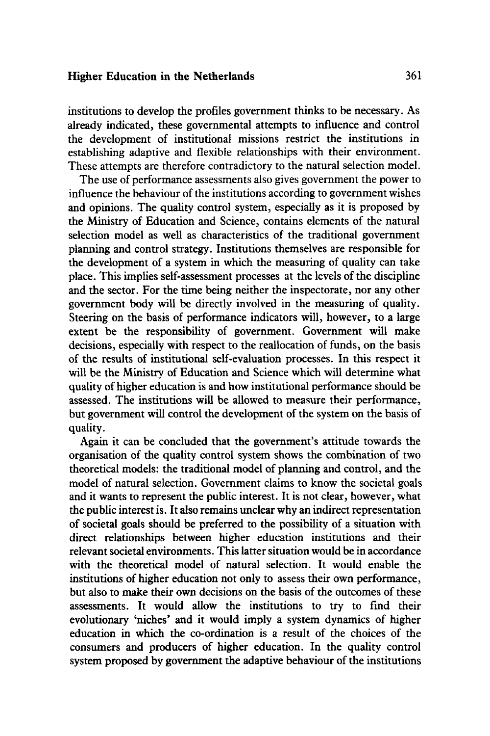institutions to develop the profiles government thinks to be necessary. As already indicated, these governmental attempts to influence and control the development of institutional missions restrict the institutions in establishing adaptive and flexible relationships with their environment. These attempts are therefore contradictory to the natural selection model.

The use of performance assessments also gives government the power to influence the behaviour of the institutions according to government wishes and opinions. The quality control system, especially as it is proposed by the Ministry of Education and Science, contains elements of the natural selection model as well as characteristics of the traditional government planning and control strategy. Institutions themselves are responsible for the development of a system in which the measuring of quality can take place. This implies self-assessment processes at the levels of the discipline and the sector. For the time being neither the inspectorate, nor any other government body will be directly involved in the measuring of quality. Steering on the basis of performance indicators will, however, to a large extent be the responsibility of government. Government will make decisions, especially with respect to the reallocation of funds, on the basis of the results of institutional self-evaluation processes. In this respect it will be the Ministry of Education and Science which will determine what quality of higher education is and how institutional performance should be assessed. The institutions will be allowed to measure their performance, but government will control the development of the system on the basis of quality.

Again it can be concluded that the government's attitude towards the organisation of the quality control system shows the combination of two theoretical models: the traditional model of planning and control, and the model of natural selection. Government claims to know the societal goals and it wants to represent the public interest. It is not clear, however, what the public interest is. It also remains unclear why an indirect representation of societal goals should be preferred to the possibility of a situation with direct relationships between higher education institutions and their relevant societal environments. This latter situation would be in accordance with the theoretical model of natural selection. It would enable the institutions of higher education not only to assess their own performance, but also to make their own decisions on the basis of the outcomes of these assessments. It would allow the institutions to try to find their evolutionary 'niches' and it would imply a system dynamics of higher education in which the co-ordination is a result of the choices of the consumers and producers of higher education. In the quality control system proposed by government the adaptive behaviour of the institutions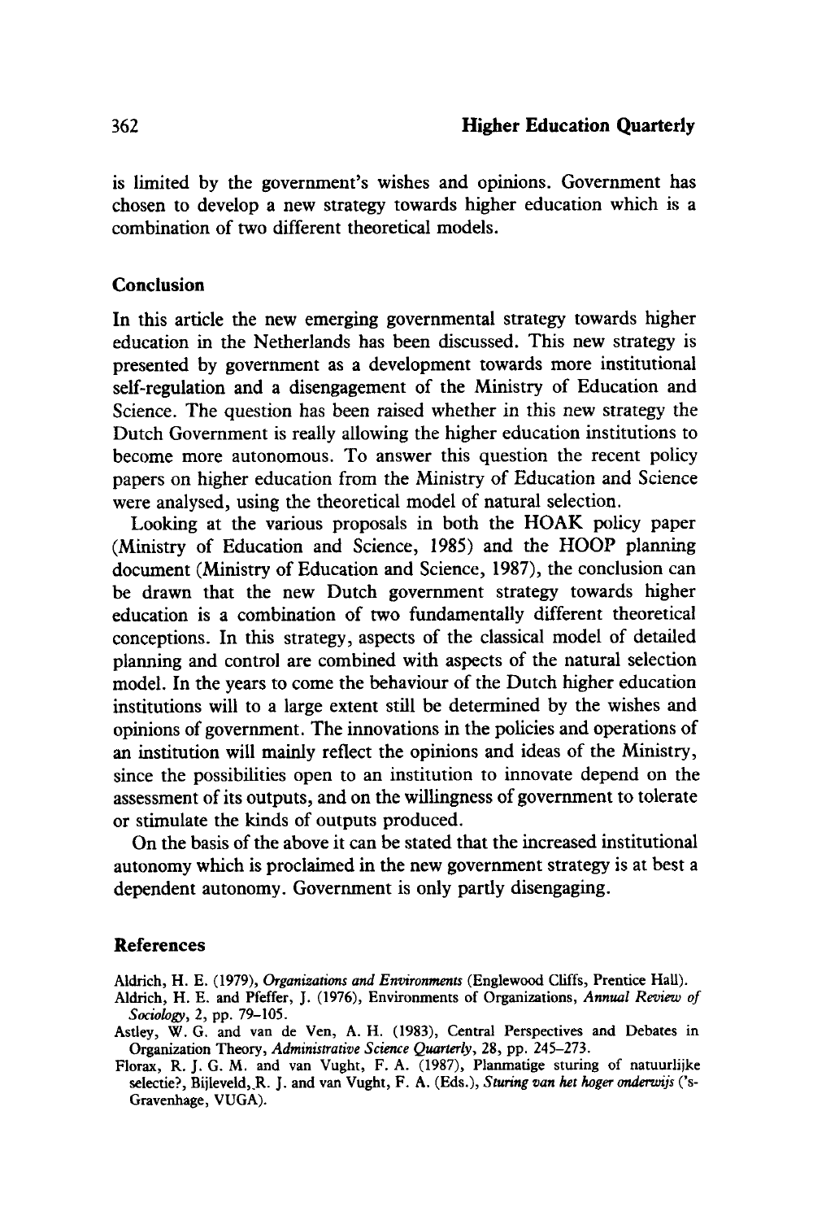is limited by the government's wishes and opinions. Government has chosen to develop a new strategy towards higher education which is a combination of two different theoretical models.

## Conclusion

In this article the new emerging governmental strategy towards higher education in the Netherlands has been discussed. This new strategy is presented by government as a development towards more institutional self-regulation and a disengagement of the Ministry of Education and Science. The question has been raised whether in this new strategy the Dutch Government is really allowing the higher education institutions to become more autonomous. To answer this question the recent policy papers on higher education from the Ministry of Education and Science were analysed, using the theoretical model of natural selection.

Looking at the various proposals in both the HOAK policy paper (Ministry of Education and Science, 1985) and the HOOP planning document (Ministry of Education and Science, 1987), the conclusion can be drawn that the new Dutch government strategy towards higher education is a combination of two fundamentally different theoretical conceptions. In this strategy, aspects of the classical model of detailed planning and control are combined with aspects of the natural selection model. In the years to come the behaviour of the Dutch higher education institutions will to a large extent still be determined by the wishes and opinions of government. The innovations in the policies and operations of an institution will mainly reflect the opinions and ideas of the Ministry, since the possibilities open to an institution to innovate depend on the assessment of its outputs, and on the willingness of government to tolerate or stimulate the kinds of outputs produced.

On the basis of the above it can be stated that the increased institutional autonomy which is proclaimed in the new government strategy is at best a dependent autonomy. Government is only partly disengaging.

## References

Aldrich, H. E. (1979), *Organizations and Environments* (Englewood Cliffs, Prentice Hall).

Aldrich, H. E. and Pfeffer, J. (1976), Environments of Organizations, *Annual Review of Sociology*, 2, pp. 79–105.

Astley, W. G. and van de Ven, A. H. (1983), Central Perspectives and Debates in Organization Theory, *Administrative Science Quarterly*, 28, pp. 245–273.

Florax, R. J. G. M. and van Vught, F. A. (1987), Planmatige sturing of natuurlijke selectie?, Bijleveld, R. J. and van Vught, F. A. (Eds.), *Sturing van het hoger onderwijs* ('s-Gravenhage, VUGA).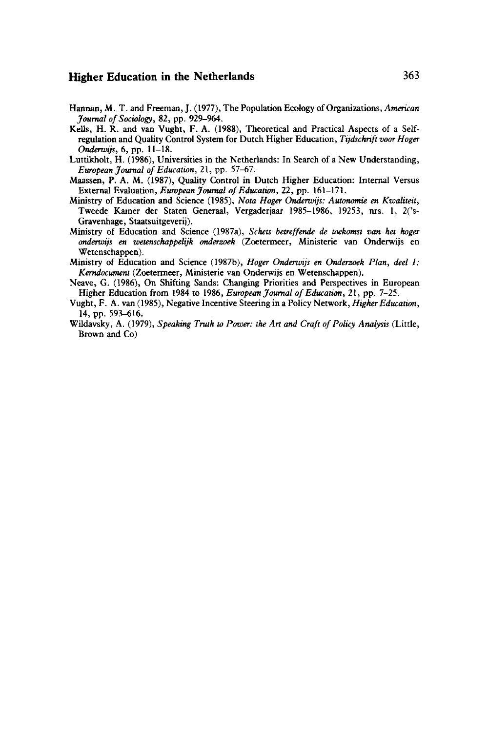Hannan, M. T. and Freeman, J. (1977), The Population Ecology of Organizations, *American Journal of Sociology*, 82, pp. 929–964.

Kells, H. R. and van Vught, F. A. (1988), Theoretical and Practical Aspects of a Self-regulation and Quality Control System for Dutch Higher Education, *Tijdschrift voor Hoger Onderwijs*, 6, pp. 11–18.

Luttikholt, H. (1986), Universities in the Netherlands: In Search of a New Understanding, *European Journal of Education*, 21, pp. 57–67.

Maassen, P. A. M. (1987), Quality Control in Dutch Higher Education: Internal Versus External Evaluation, *European Journal of Education*, 22, pp. 161–171.

Ministry of Education and Science (1985), *Nota Hoger Onderwijs: Autonomie en Kwaliteit*, Tweede Kamer der Staten Generaal, Vergaderjaar 1985–1986, 19253, nrs. 1, 2('s-Gravenhage, Staatsuitgeverij).

Ministry of Education and Science (1987a), *Schets betreffende de toekomst van het hoger onderwijs en wetenschappelijk onderzoek* (Zoetermeer, Ministerie van Onderwijs en Wetenschappen).

Ministry of Education and Science (1987b), *Hoger Onderwijs en Onderzoek Plan, deel 1: Kerndocument* (Zoetermeer, Ministerie van Onderwijs en Wetenschappen).

Neave, G. (1986), On Shifting Sands: Changing Priorities and Perspectives in European Higher Education from 1984 to 1986, *European Journal of Education*, 21, pp. 7–25.

Vught, F. A. van (1985), Negative Incentive Steering in a Policy Network, *Higher Education*, 14, pp. 593–616.

Wildavsky, A. (1979), *Speaking Truth to Power: the Art and Craft of Policy Analysis* (Little, Brown and Co)